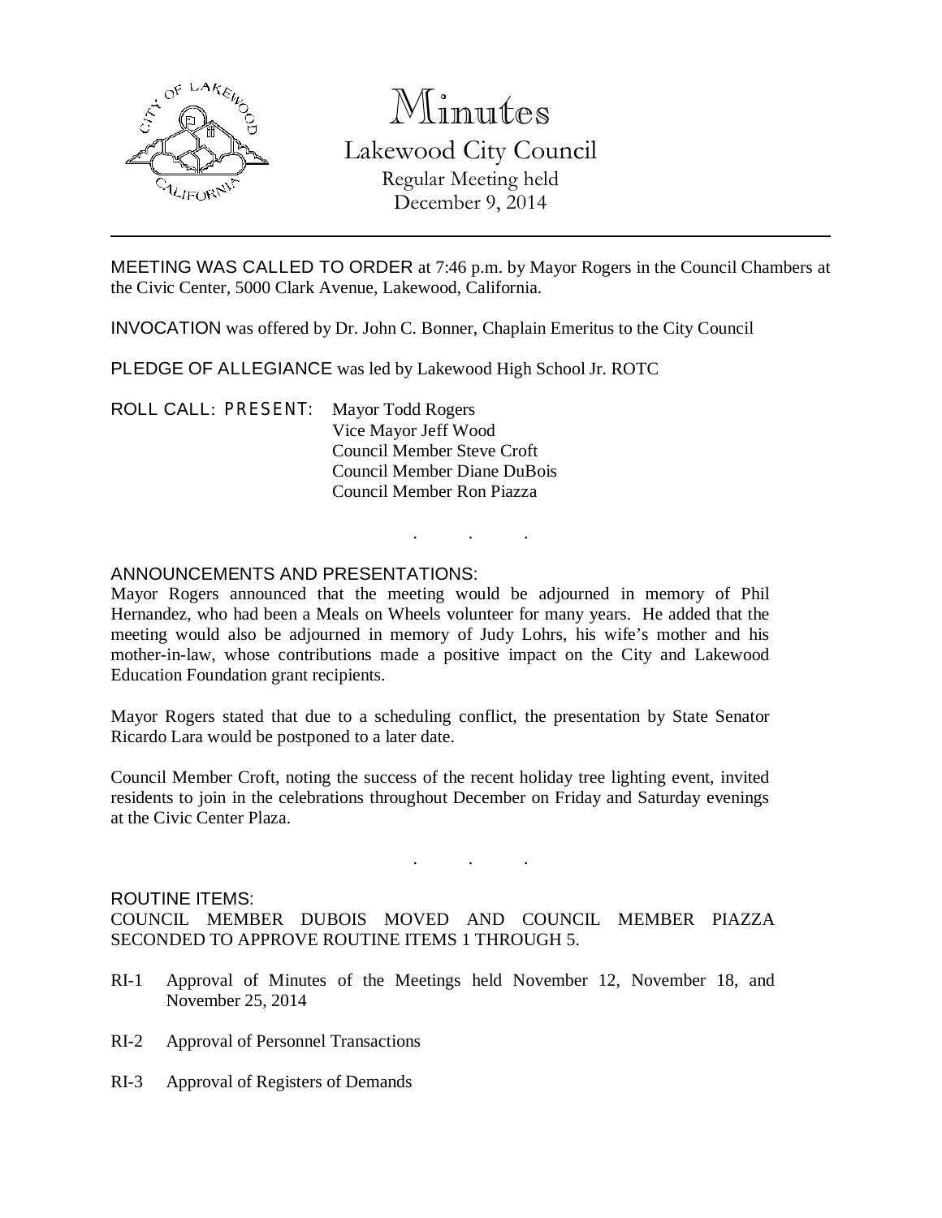# Minutes

## Lakewood City Council

Regular Meeting held
December 9, 2014

---

MEETING WAS CALLED TO ORDER at 7:46 p.m. by Mayor Rogers in the Council Chambers at the Civic Center, 5000 Clark Avenue, Lakewood, California.

INVOCATION was offered by Dr. John C. Bonner, Chaplain Emeritus to the City Council

PLEDGE OF ALLEGIANCE was led by Lakewood High School Jr. ROTC

ROLL CALL: PRESENT: Mayor Todd Rogers
Vice Mayor Jeff Wood
Council Member Steve Croft
Council Member Diane DuBois
Council Member Ron Piazza

. . .

ANNOUNCEMENTS AND PRESENTATIONS:

Mayor Rogers announced that the meeting would be adjourned in memory of Phil Hernandez, who had been a Meals on Wheels volunteer for many years. He added that the meeting would also be adjourned in memory of Judy Lohrs, his wife's mother and his mother-in-law, whose contributions made a positive impact on the City and Lakewood Education Foundation grant recipients.

Mayor Rogers stated that due to a scheduling conflict, the presentation by State Senator Ricardo Lara would be postponed to a later date.

Council Member Croft, noting the success of the recent holiday tree lighting event, invited residents to join in the celebrations throughout December on Friday and Saturday evenings at the Civic Center Plaza.

. . .

ROUTINE ITEMS:

COUNCIL MEMBER DUBOIS MOVED AND COUNCIL MEMBER PIAZZA SECONDED TO APPROVE ROUTINE ITEMS 1 THROUGH 5.

RI-1 Approval of Minutes of the Meetings held November 12, November 18, and November 25, 2014

RI-2 Approval of Personnel Transactions

RI-3 Approval of Registers of Demands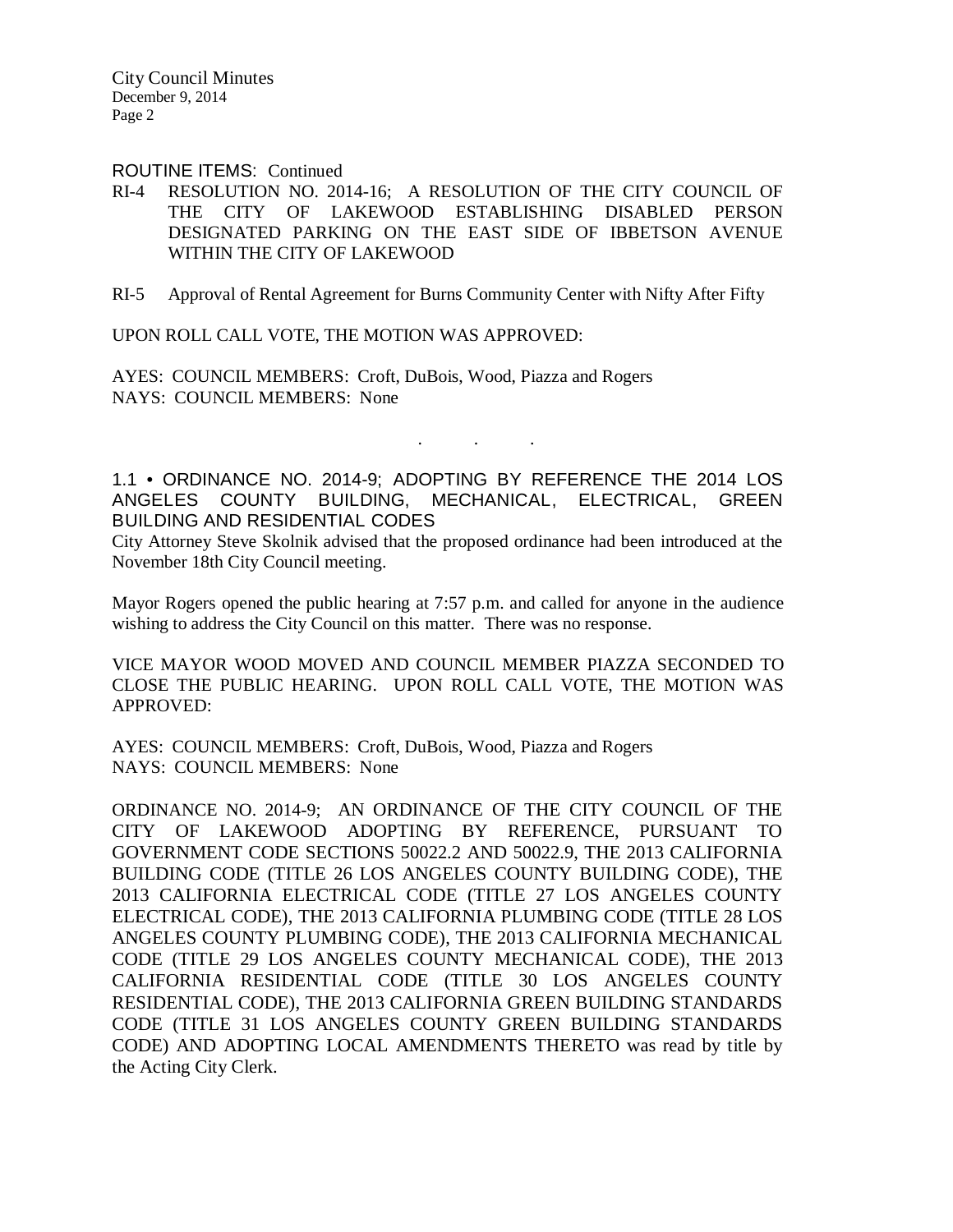ROUTINE ITEMS: Continued

RI-4 RESOLUTION NO. 2014-16; A RESOLUTION OF THE CITY COUNCIL OF THE CITY OF LAKEWOOD ESTABLISHING DISABLED PERSON DESIGNATED PARKING ON THE EAST SIDE OF IBBETSON AVENUE WITHIN THE CITY OF LAKEWOOD

RI-5 Approval of Rental Agreement for Burns Community Center with Nifty After Fifty

UPON ROLL CALL VOTE, THE MOTION WAS APPROVED:

AYES: COUNCIL MEMBERS: Croft, DuBois, Wood, Piazza and Rogers
NAYS: COUNCIL MEMBERS: None

. . .

1.1 • ORDINANCE NO. 2014-9; ADOPTING BY REFERENCE THE 2014 LOS ANGELES COUNTY BUILDING, MECHANICAL, ELECTRICAL, GREEN BUILDING AND RESIDENTIAL CODES

City Attorney Steve Skolnik advised that the proposed ordinance had been introduced at the November 18th City Council meeting.

Mayor Rogers opened the public hearing at 7:57 p.m. and called for anyone in the audience wishing to address the City Council on this matter. There was no response.

VICE MAYOR WOOD MOVED AND COUNCIL MEMBER PIAZZA SECONDED TO CLOSE THE PUBLIC HEARING. UPON ROLL CALL VOTE, THE MOTION WAS APPROVED:

AYES: COUNCIL MEMBERS: Croft, DuBois, Wood, Piazza and Rogers
NAYS: COUNCIL MEMBERS: None

ORDINANCE NO. 2014-9; AN ORDINANCE OF THE CITY COUNCIL OF THE CITY OF LAKEWOOD ADOPTING BY REFERENCE, PURSUANT TO GOVERNMENT CODE SECTIONS 50022.2 AND 50022.9, THE 2013 CALIFORNIA BUILDING CODE (TITLE 26 LOS ANGELES COUNTY BUILDING CODE), THE 2013 CALIFORNIA ELECTRICAL CODE (TITLE 27 LOS ANGELES COUNTY ELECTRICAL CODE), THE 2013 CALIFORNIA PLUMBING CODE (TITLE 28 LOS ANGELES COUNTY PLUMBING CODE), THE 2013 CALIFORNIA MECHANICAL CODE (TITLE 29 LOS ANGELES COUNTY MECHANICAL CODE), THE 2013 CALIFORNIA RESIDENTIAL CODE (TITLE 30 LOS ANGELES COUNTY RESIDENTIAL CODE), THE 2013 CALIFORNIA GREEN BUILDING STANDARDS CODE (TITLE 31 LOS ANGELES COUNTY GREEN BUILDING STANDARDS CODE) AND ADOPTING LOCAL AMENDMENTS THERETO was read by title by the Acting City Clerk.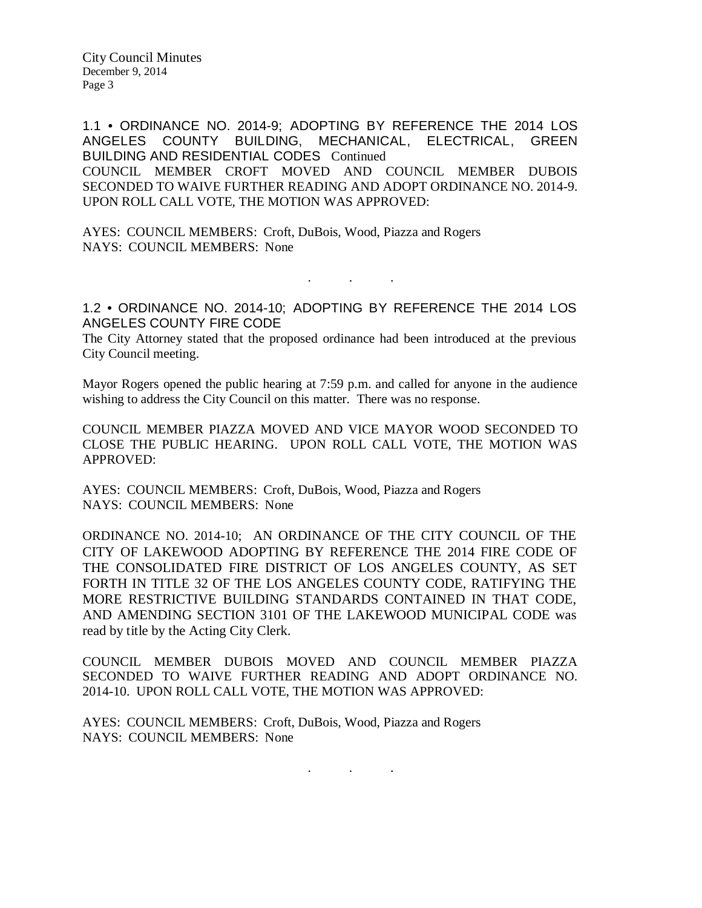1.1 • ORDINANCE NO. 2014-9; ADOPTING BY REFERENCE THE 2014 LOS ANGELES COUNTY BUILDING, MECHANICAL, ELECTRICAL, GREEN BUILDING AND RESIDENTIAL CODES Continued

COUNCIL MEMBER CROFT MOVED AND COUNCIL MEMBER DUBOIS SECONDED TO WAIVE FURTHER READING AND ADOPT ORDINANCE NO. 2014-9. UPON ROLL CALL VOTE, THE MOTION WAS APPROVED:

AYES: COUNCIL MEMBERS: Croft, DuBois, Wood, Piazza and Rogers
NAYS: COUNCIL MEMBERS: None

. . .

1.2 • ORDINANCE NO. 2014-10; ADOPTING BY REFERENCE THE 2014 LOS ANGELES COUNTY FIRE CODE

The City Attorney stated that the proposed ordinance had been introduced at the previous City Council meeting.

Mayor Rogers opened the public hearing at 7:59 p.m. and called for anyone in the audience wishing to address the City Council on this matter. There was no response.

COUNCIL MEMBER PIAZZA MOVED AND VICE MAYOR WOOD SECONDED TO CLOSE THE PUBLIC HEARING. UPON ROLL CALL VOTE, THE MOTION WAS APPROVED:

AYES: COUNCIL MEMBERS: Croft, DuBois, Wood, Piazza and Rogers
NAYS: COUNCIL MEMBERS: None

ORDINANCE NO. 2014-10; AN ORDINANCE OF THE CITY COUNCIL OF THE CITY OF LAKEWOOD ADOPTING BY REFERENCE THE 2014 FIRE CODE OF THE CONSOLIDATED FIRE DISTRICT OF LOS ANGELES COUNTY, AS SET FORTH IN TITLE 32 OF THE LOS ANGELES COUNTY CODE, RATIFYING THE MORE RESTRICTIVE BUILDING STANDARDS CONTAINED IN THAT CODE, AND AMENDING SECTION 3101 OF THE LAKEWOOD MUNICIPAL CODE was read by title by the Acting City Clerk.

COUNCIL MEMBER DUBOIS MOVED AND COUNCIL MEMBER PIAZZA SECONDED TO WAIVE FURTHER READING AND ADOPT ORDINANCE NO. 2014-10. UPON ROLL CALL VOTE, THE MOTION WAS APPROVED:

AYES: COUNCIL MEMBERS: Croft, DuBois, Wood, Piazza and Rogers
NAYS: COUNCIL MEMBERS: None

. . .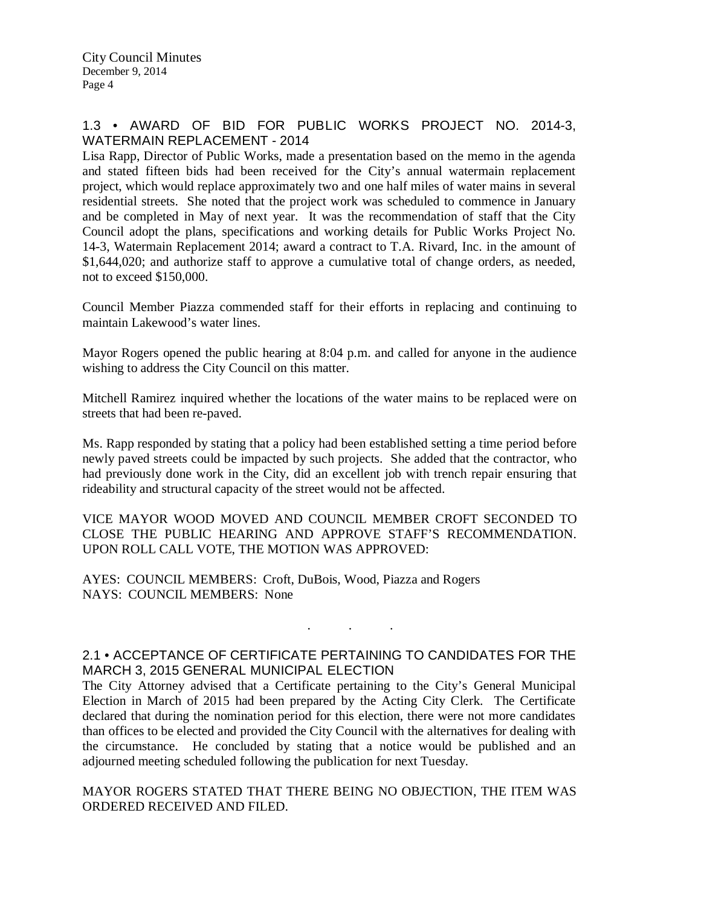## 1.3 • AWARD OF BID FOR PUBLIC WORKS PROJECT NO. 2014-3, WATERMAIN REPLACEMENT - 2014

Lisa Rapp, Director of Public Works, made a presentation based on the memo in the agenda and stated fifteen bids had been received for the City's annual watermain replacement project, which would replace approximately two and one half miles of water mains in several residential streets. She noted that the project work was scheduled to commence in January and be completed in May of next year. It was the recommendation of staff that the City Council adopt the plans, specifications and working details for Public Works Project No. 14-3, Watermain Replacement 2014; award a contract to T.A. Rivard, Inc. in the amount of $1,644,020; and authorize staff to approve a cumulative total of change orders, as needed, not to exceed $150,000.

Council Member Piazza commended staff for their efforts in replacing and continuing to maintain Lakewood's water lines.

Mayor Rogers opened the public hearing at 8:04 p.m. and called for anyone in the audience wishing to address the City Council on this matter.

Mitchell Ramirez inquired whether the locations of the water mains to be replaced were on streets that had been re-paved.

Ms. Rapp responded by stating that a policy had been established setting a time period before newly paved streets could be impacted by such projects. She added that the contractor, who had previously done work in the City, did an excellent job with trench repair ensuring that rideability and structural capacity of the street would not be affected.

VICE MAYOR WOOD MOVED AND COUNCIL MEMBER CROFT SECONDED TO CLOSE THE PUBLIC HEARING AND APPROVE STAFF'S RECOMMENDATION. UPON ROLL CALL VOTE, THE MOTION WAS APPROVED:

AYES: COUNCIL MEMBERS: Croft, DuBois, Wood, Piazza and Rogers
NAYS: COUNCIL MEMBERS: None

. . .

## 2.1 • ACCEPTANCE OF CERTIFICATE PERTAINING TO CANDIDATES FOR THE MARCH 3, 2015 GENERAL MUNICIPAL ELECTION

The City Attorney advised that a Certificate pertaining to the City's General Municipal Election in March of 2015 had been prepared by the Acting City Clerk. The Certificate declared that during the nomination period for this election, there were not more candidates than offices to be elected and provided the City Council with the alternatives for dealing with the circumstance. He concluded by stating that a notice would be published and an adjourned meeting scheduled following the publication for next Tuesday.

MAYOR ROGERS STATED THAT THERE BEING NO OBJECTION, THE ITEM WAS ORDERED RECEIVED AND FILED.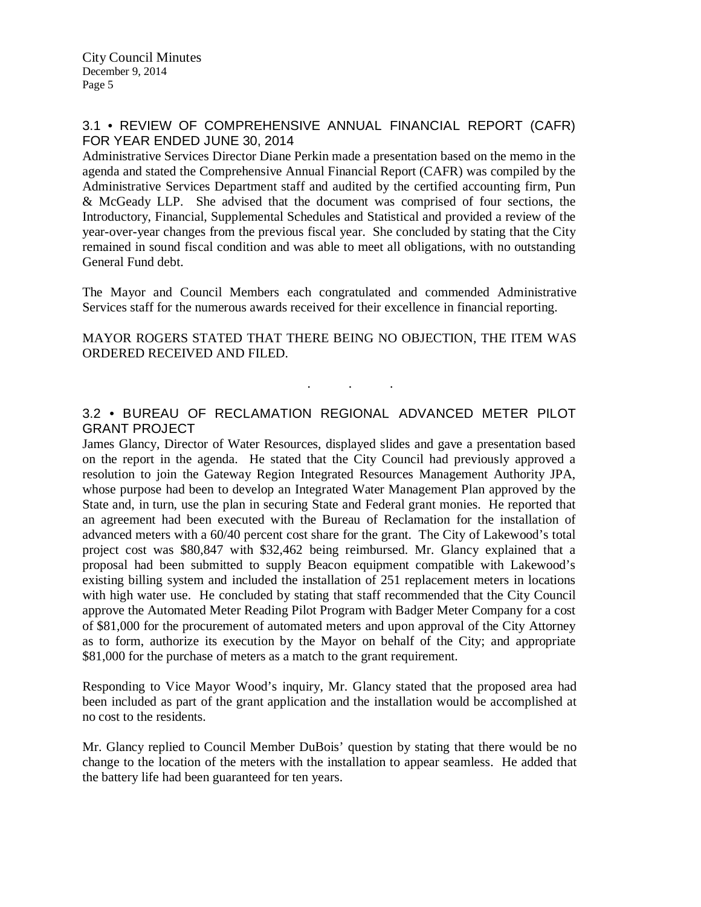### 3.1 • REVIEW OF COMPREHENSIVE ANNUAL FINANCIAL REPORT (CAFR) FOR YEAR ENDED JUNE 30, 2014

Administrative Services Director Diane Perkin made a presentation based on the memo in the agenda and stated the Comprehensive Annual Financial Report (CAFR) was compiled by the Administrative Services Department staff and audited by the certified accounting firm, Pun & McGeady LLP. She advised that the document was comprised of four sections, the Introductory, Financial, Supplemental Schedules and Statistical and provided a review of the year-over-year changes from the previous fiscal year. She concluded by stating that the City remained in sound fiscal condition and was able to meet all obligations, with no outstanding General Fund debt.

The Mayor and Council Members each congratulated and commended Administrative Services staff for the numerous awards received for their excellence in financial reporting.

MAYOR ROGERS STATED THAT THERE BEING NO OBJECTION, THE ITEM WAS ORDERED RECEIVED AND FILED.

. . .

### 3.2 • BUREAU OF RECLAMATION REGIONAL ADVANCED METER PILOT GRANT PROJECT

James Glancy, Director of Water Resources, displayed slides and gave a presentation based on the report in the agenda. He stated that the City Council had previously approved a resolution to join the Gateway Region Integrated Resources Management Authority JPA, whose purpose had been to develop an Integrated Water Management Plan approved by the State and, in turn, use the plan in securing State and Federal grant monies. He reported that an agreement had been executed with the Bureau of Reclamation for the installation of advanced meters with a 60/40 percent cost share for the grant. The City of Lakewood's total project cost was $80,847 with $32,462 being reimbursed. Mr. Glancy explained that a proposal had been submitted to supply Beacon equipment compatible with Lakewood's existing billing system and included the installation of 251 replacement meters in locations with high water use. He concluded by stating that staff recommended that the City Council approve the Automated Meter Reading Pilot Program with Badger Meter Company for a cost of $81,000 for the procurement of automated meters and upon approval of the City Attorney as to form, authorize its execution by the Mayor on behalf of the City; and appropriate $81,000 for the purchase of meters as a match to the grant requirement.

Responding to Vice Mayor Wood's inquiry, Mr. Glancy stated that the proposed area had been included as part of the grant application and the installation would be accomplished at no cost to the residents.

Mr. Glancy replied to Council Member DuBois' question by stating that there would be no change to the location of the meters with the installation to appear seamless. He added that the battery life had been guaranteed for ten years.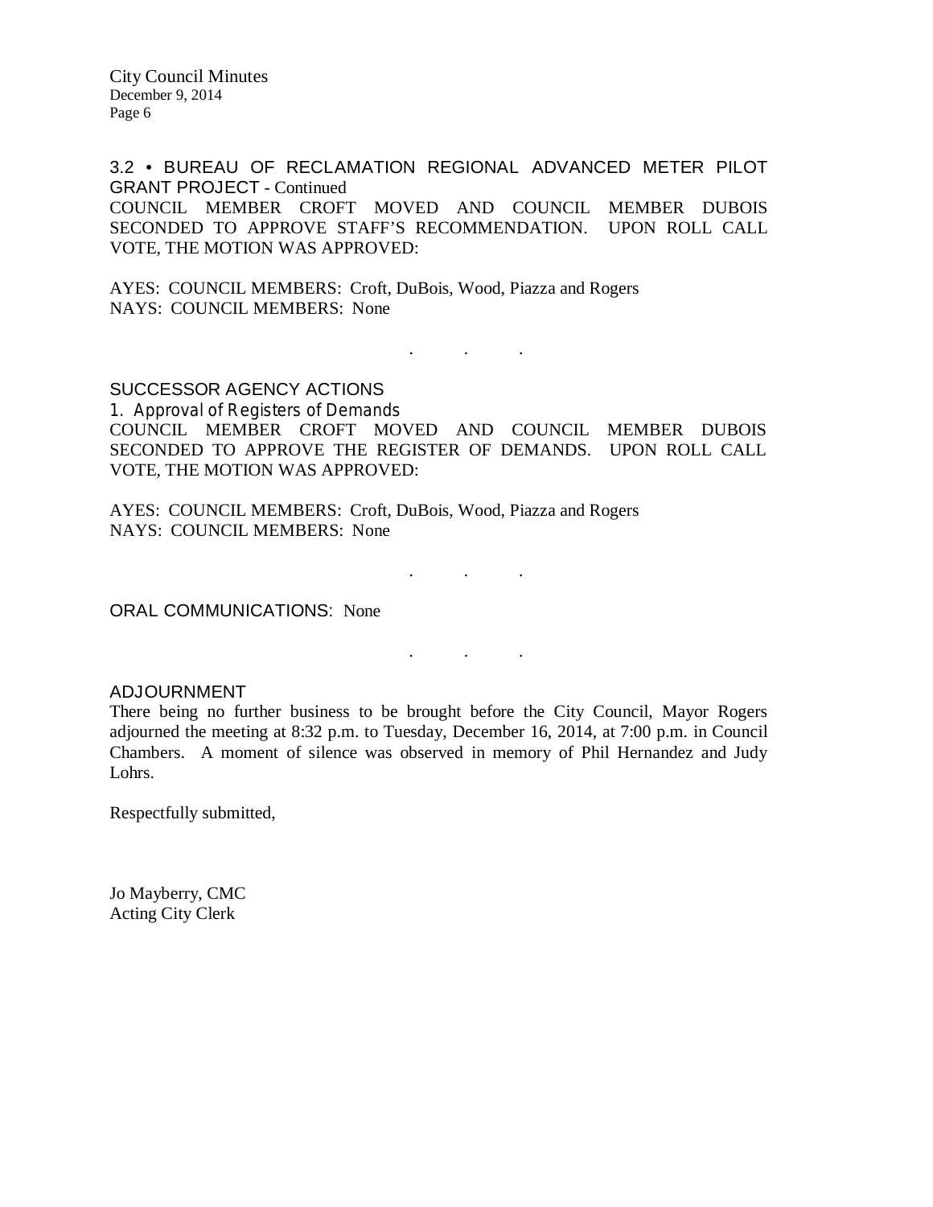3.2 • BUREAU OF RECLAMATION REGIONAL ADVANCED METER PILOT GRANT PROJECT - Continued

COUNCIL MEMBER CROFT MOVED AND COUNCIL MEMBER DUBOIS SECONDED TO APPROVE STAFF'S RECOMMENDATION. UPON ROLL CALL VOTE, THE MOTION WAS APPROVED:

AYES: COUNCIL MEMBERS: Croft, DuBois, Wood, Piazza and Rogers
NAYS: COUNCIL MEMBERS: None

. . .

SUCCESSOR AGENCY ACTIONS

1. Approval of Registers of Demands

COUNCIL MEMBER CROFT MOVED AND COUNCIL MEMBER DUBOIS SECONDED TO APPROVE THE REGISTER OF DEMANDS. UPON ROLL CALL VOTE, THE MOTION WAS APPROVED:

AYES: COUNCIL MEMBERS: Croft, DuBois, Wood, Piazza and Rogers
NAYS: COUNCIL MEMBERS: None

. . .

ORAL COMMUNICATIONS: None

. . .

ADJOURNMENT

There being no further business to be brought before the City Council, Mayor Rogers adjourned the meeting at 8:32 p.m. to Tuesday, December 16, 2014, at 7:00 p.m. in Council Chambers. A moment of silence was observed in memory of Phil Hernandez and Judy Lohrs.

Respectfully submitted,

Jo Mayberry, CMC
Acting City Clerk